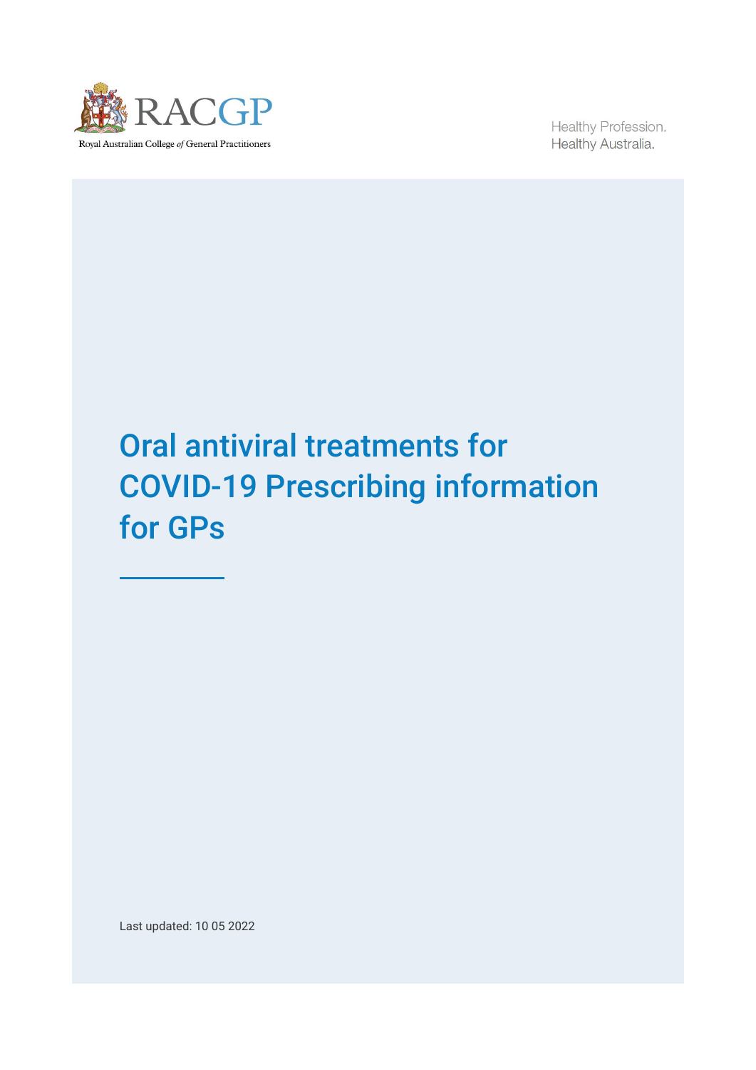RACGP

Royal Australian College of General Practitioners

Healthy Profession.
Healthy Australia.

# Oral antiviral treatments for COVID-19 Prescribing information for GPs

Last updated: 10 05 2022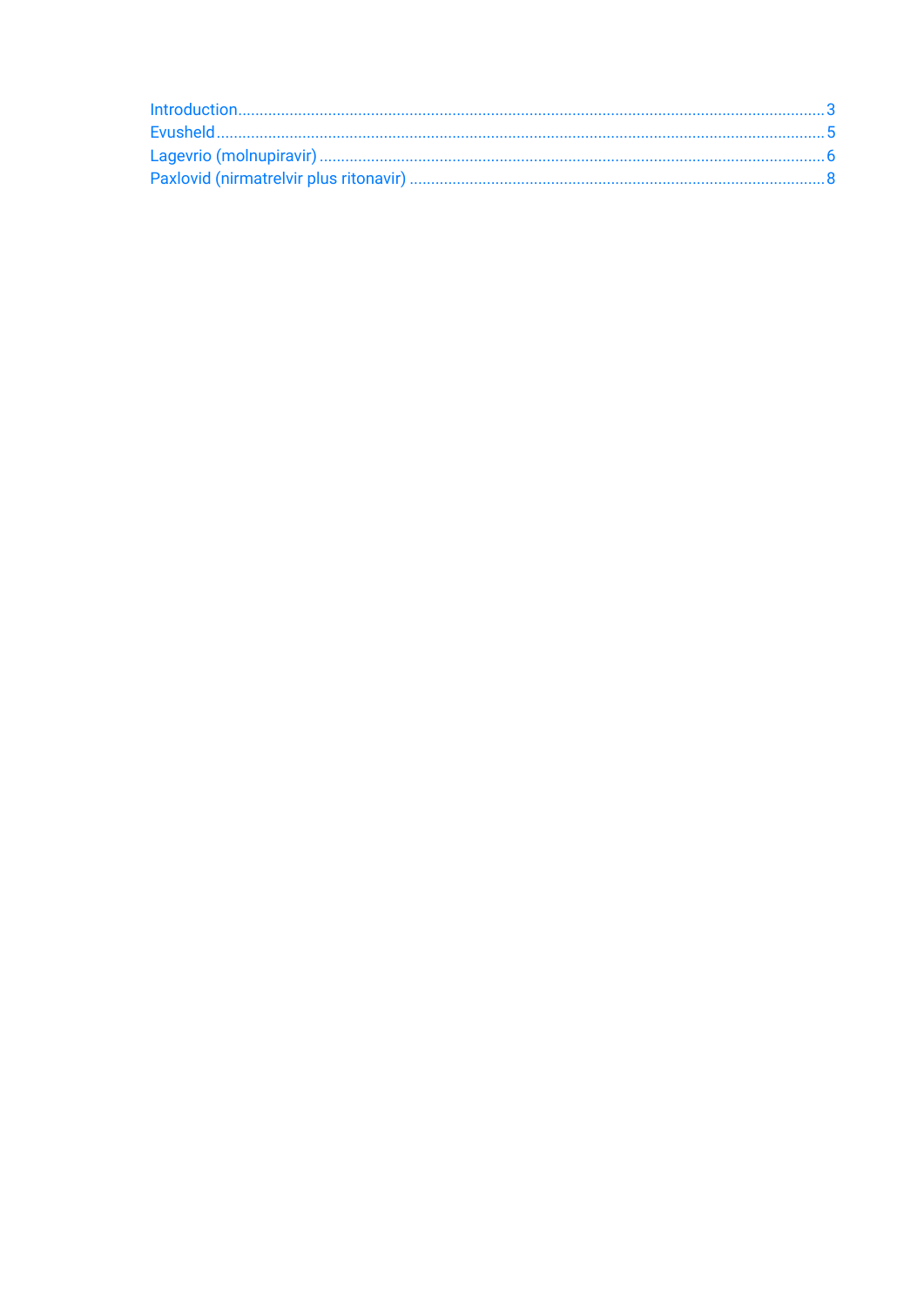- Introduction ..... 3
- Evusheld ..... 5
- Lagevrio (molnupiravir) ..... 6
- Paxlovid (nirmatrelvir plus ritonavir) ..... 8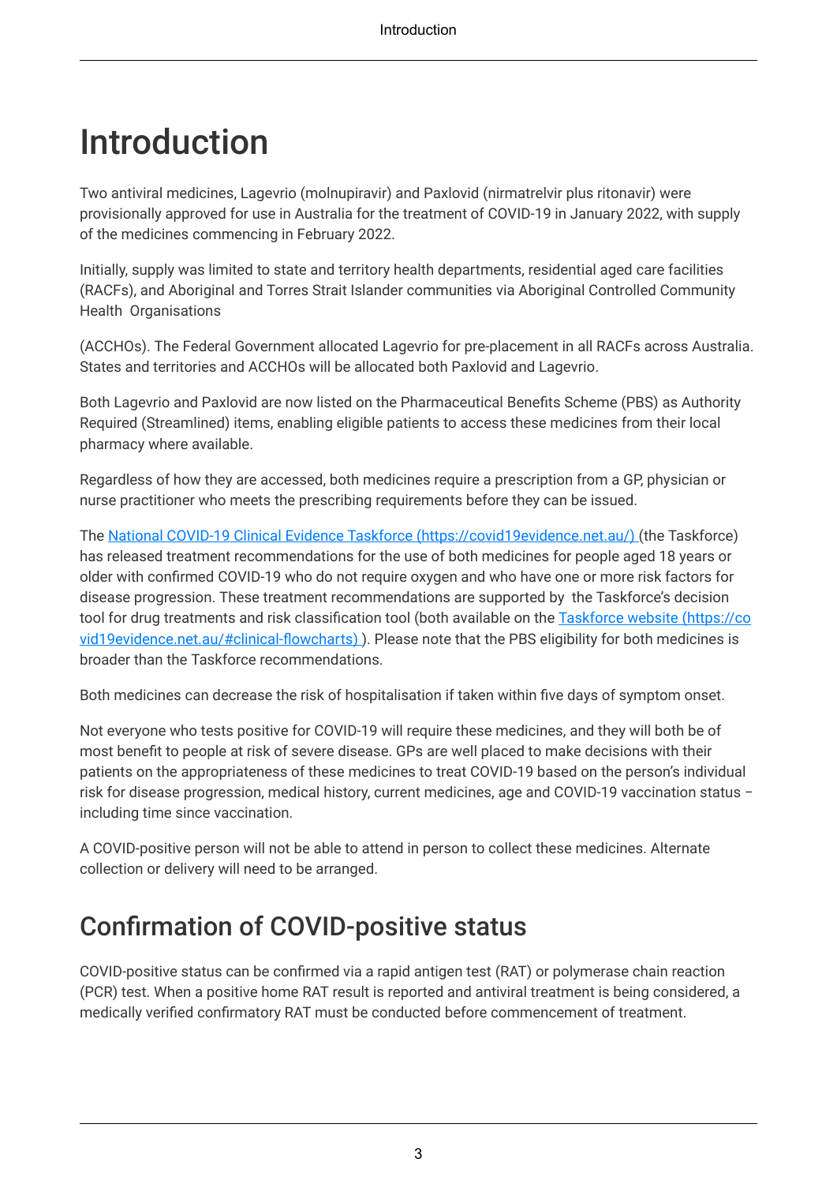# Introduction

Two antiviral medicines, Lagevrio (molnupiravir) and Paxlovid (nirmatrelvir plus ritonavir) were provisionally approved for use in Australia for the treatment of COVID-19 in January 2022, with supply of the medicines commencing in February 2022.

Initially, supply was limited to state and territory health departments, residential aged care facilities (RACFs), and Aboriginal and Torres Strait Islander communities via Aboriginal Controlled Community Health Organisations

(ACCHOs). The Federal Government allocated Lagevrio for pre-placement in all RACFs across Australia. States and territories and ACCHOs will be allocated both Paxlovid and Lagevrio.

Both Lagevrio and Paxlovid are now listed on the Pharmaceutical Benefits Scheme (PBS) as Authority Required (Streamlined) items, enabling eligible patients to access these medicines from their local pharmacy where available.

Regardless of how they are accessed, both medicines require a prescription from a GP, physician or nurse practitioner who meets the prescribing requirements before they can be issued.

The [National COVID-19 Clinical Evidence Taskforce (https://covid19evidence.net.au/)](https://covid19evidence.net.au/) (the Taskforce) has released treatment recommendations for the use of both medicines for people aged 18 years or older with confirmed COVID-19 who do not require oxygen and who have one or more risk factors for disease progression. These treatment recommendations are supported by the Taskforce's decision tool for drug treatments and risk classification tool (both available on the [Taskforce website (https://covid19evidence.net.au/#clinical-flowcharts)](https://covid19evidence.net.au/#clinical-flowcharts) ). Please note that the PBS eligibility for both medicines is broader than the Taskforce recommendations.

Both medicines can decrease the risk of hospitalisation if taken within five days of symptom onset.

Not everyone who tests positive for COVID-19 will require these medicines, and they will both be of most benefit to people at risk of severe disease. GPs are well placed to make decisions with their patients on the appropriateness of these medicines to treat COVID-19 based on the person's individual risk for disease progression, medical history, current medicines, age and COVID-19 vaccination status – including time since vaccination.

A COVID-positive person will not be able to attend in person to collect these medicines. Alternate collection or delivery will need to be arranged.

## Confirmation of COVID-positive status

COVID-positive status can be confirmed via a rapid antigen test (RAT) or polymerase chain reaction (PCR) test. When a positive home RAT result is reported and antiviral treatment is being considered, a medically verified confirmatory RAT must be conducted before commencement of treatment.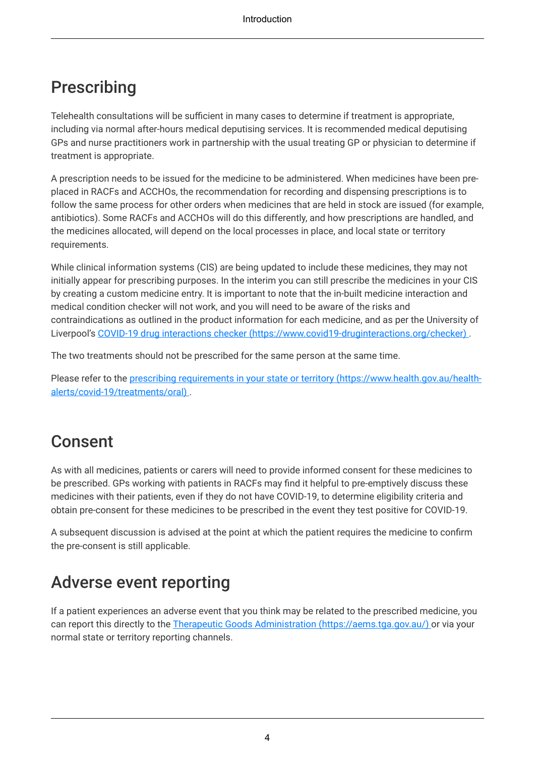## Prescribing

Telehealth consultations will be sufficient in many cases to determine if treatment is appropriate, including via normal after-hours medical deputising services. It is recommended medical deputising GPs and nurse practitioners work in partnership with the usual treating GP or physician to determine if treatment is appropriate.

A prescription needs to be issued for the medicine to be administered. When medicines have been pre-placed in RACFs and ACCHOs, the recommendation for recording and dispensing prescriptions is to follow the same process for other orders when medicines that are held in stock are issued (for example, antibiotics). Some RACFs and ACCHOs will do this differently, and how prescriptions are handled, and the medicines allocated, will depend on the local processes in place, and local state or territory requirements.

While clinical information systems (CIS) are being updated to include these medicines, they may not initially appear for prescribing purposes. In the interim you can still prescribe the medicines in your CIS by creating a custom medicine entry. It is important to note that the in-built medicine interaction and medical condition checker will not work, and you will need to be aware of the risks and contraindications as outlined in the product information for each medicine, and as per the University of Liverpool's [COVID-19 drug interactions checker (https://www.covid19-druginteractions.org/checker)](https://www.covid19-druginteractions.org/checker).

The two treatments should not be prescribed for the same person at the same time.

Please refer to the [prescribing requirements in your state or territory (https://www.health.gov.au/health-alerts/covid-19/treatments/oral)](https://www.health.gov.au/health-alerts/covid-19/treatments/oral).

## Consent

As with all medicines, patients or carers will need to provide informed consent for these medicines to be prescribed. GPs working with patients in RACFs may find it helpful to pre-emptively discuss these medicines with their patients, even if they do not have COVID-19, to determine eligibility criteria and obtain pre-consent for these medicines to be prescribed in the event they test positive for COVID-19.

A subsequent discussion is advised at the point at which the patient requires the medicine to confirm the pre-consent is still applicable.

## Adverse event reporting

If a patient experiences an adverse event that you think may be related to the prescribed medicine, you can report this directly to the [Therapeutic Goods Administration (https://aems.tga.gov.au/)](https://aems.tga.gov.au/) or via your normal state or territory reporting channels.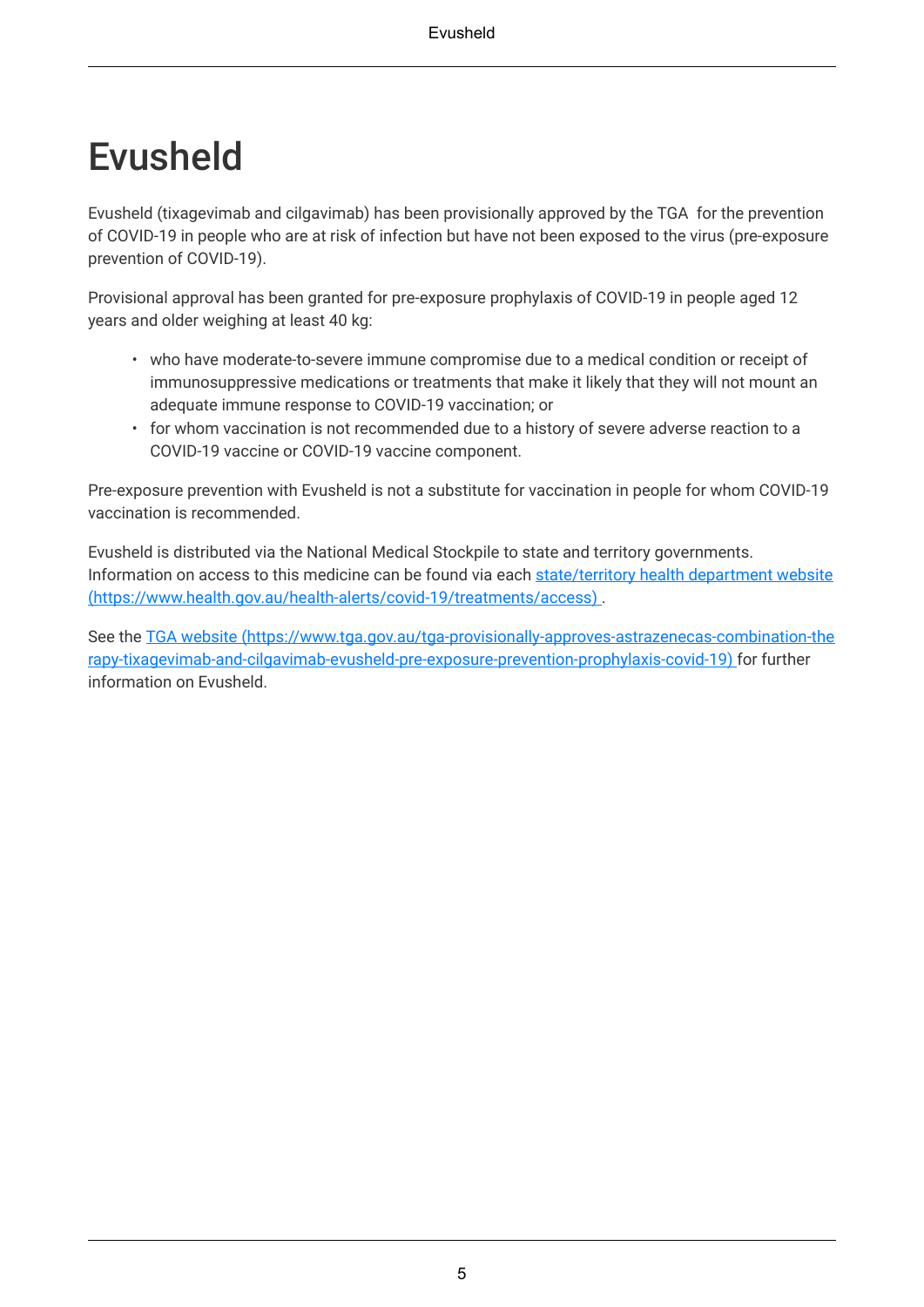# Evusheld

Evusheld (tixagevimab and cilgavimab) has been provisionally approved by the TGA  for the prevention of COVID-19 in people who are at risk of infection but have not been exposed to the virus (pre-exposure prevention of COVID-19).

Provisional approval has been granted for pre-exposure prophylaxis of COVID-19 in people aged 12 years and older weighing at least 40 kg:

- who have moderate-to-severe immune compromise due to a medical condition or receipt of immunosuppressive medications or treatments that make it likely that they will not mount an adequate immune response to COVID-19 vaccination; or
- for whom vaccination is not recommended due to a history of severe adverse reaction to a COVID-19 vaccine or COVID-19 vaccine component.

Pre-exposure prevention with Evusheld is not a substitute for vaccination in people for whom COVID-19 vaccination is recommended.

Evusheld is distributed via the National Medical Stockpile to state and territory governments. Information on access to this medicine can be found via each [state/territory health department website (https://www.health.gov.au/health-alerts/covid-19/treatments/access)](https://www.health.gov.au/health-alerts/covid-19/treatments/access) .

See the [TGA website (https://www.tga.gov.au/tga-provisionally-approves-astrazenecas-combination-therapy-tixagevimab-and-cilgavimab-evusheld-pre-exposure-prevention-prophylaxis-covid-19)](https://www.tga.gov.au/tga-provisionally-approves-astrazenecas-combination-therapy-tixagevimab-and-cilgavimab-evusheld-pre-exposure-prevention-prophylaxis-covid-19) for further information on Evusheld.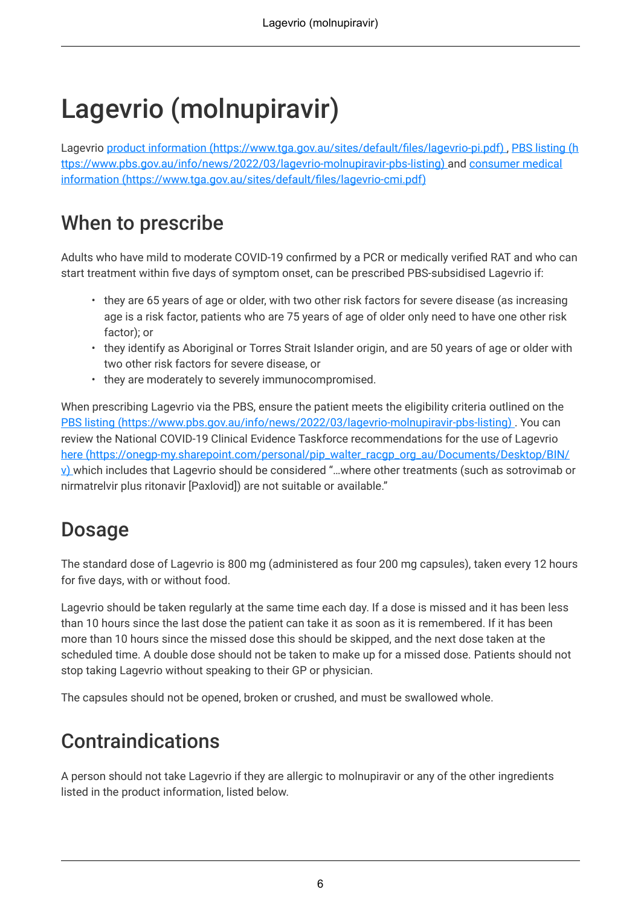# Lagevrio (molnupiravir)

Lagevrio [product information (https://www.tga.gov.au/sites/default/files/lagevrio-pi.pdf)](https://www.tga.gov.au/sites/default/files/lagevrio-pi.pdf) , [PBS listing (https://www.pbs.gov.au/info/news/2022/03/lagevrio-molnupiravir-pbs-listing)](https://www.pbs.gov.au/info/news/2022/03/lagevrio-molnupiravir-pbs-listing) and [consumer medical information (https://www.tga.gov.au/sites/default/files/lagevrio-cmi.pdf)](https://www.tga.gov.au/sites/default/files/lagevrio-cmi.pdf)

## When to prescribe

Adults who have mild to moderate COVID-19 confirmed by a PCR or medically verified RAT and who can start treatment within five days of symptom onset, can be prescribed PBS-subsidised Lagevrio if:

- they are 65 years of age or older, with two other risk factors for severe disease (as increasing age is a risk factor, patients who are 75 years of age of older only need to have one other risk factor); or
- they identify as Aboriginal or Torres Strait Islander origin, and are 50 years of age or older with two other risk factors for severe disease, or
- they are moderately to severely immunocompromised.

When prescribing Lagevrio via the PBS, ensure the patient meets the eligibility criteria outlined on the [PBS listing (https://www.pbs.gov.au/info/news/2022/03/lagevrio-molnupiravir-pbs-listing)](https://www.pbs.gov.au/info/news/2022/03/lagevrio-molnupiravir-pbs-listing) . You can review the National COVID-19 Clinical Evidence Taskforce recommendations for the use of Lagevrio [here (https://onegp-my.sharepoint.com/personal/pip_walter_racgp_org_au/Documents/Desktop/BIN/v)](https://onegp-my.sharepoint.com/personal/pip_walter_racgp_org_au/Documents/Desktop/BIN/v) which includes that Lagevrio should be considered "…where other treatments (such as sotrovimab or nirmatrelvir plus ritonavir [Paxlovid]) are not suitable or available."

## Dosage

The standard dose of Lagevrio is 800 mg (administered as four 200 mg capsules), taken every 12 hours for five days, with or without food.

Lagevrio should be taken regularly at the same time each day. If a dose is missed and it has been less than 10 hours since the last dose the patient can take it as soon as it is remembered. If it has been more than 10 hours since the missed dose this should be skipped, and the next dose taken at the scheduled time. A double dose should not be taken to make up for a missed dose. Patients should not stop taking Lagevrio without speaking to their GP or physician.

The capsules should not be opened, broken or crushed, and must be swallowed whole.

## Contraindications

A person should not take Lagevrio if they are allergic to molnupiravir or any of the other ingredients listed in the product information, listed below.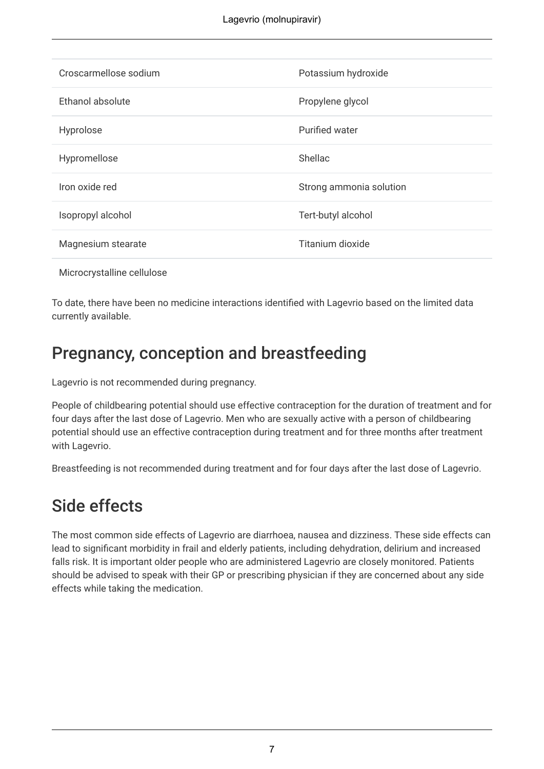| | |
|---|---|
| Croscarmellose sodium | Potassium hydroxide |
| Ethanol absolute | Propylene glycol |
| Hyprolose | Purified water |
| Hypromellose | Shellac |
| Iron oxide red | Strong ammonia solution |
| Isopropyl alcohol | Tert-butyl alcohol |
| Magnesium stearate | Titanium dioxide |
| Microcrystalline cellulose | |

To date, there have been no medicine interactions identified with Lagevrio based on the limited data currently available.

## Pregnancy, conception and breastfeeding

Lagevrio is not recommended during pregnancy.

People of childbearing potential should use effective contraception for the duration of treatment and for four days after the last dose of Lagevrio. Men who are sexually active with a person of childbearing potential should use an effective contraception during treatment and for three months after treatment with Lagevrio.

Breastfeeding is not recommended during treatment and for four days after the last dose of Lagevrio.

## Side effects

The most common side effects of Lagevrio are diarrhoea, nausea and dizziness. These side effects can lead to significant morbidity in frail and elderly patients, including dehydration, delirium and increased falls risk. It is important older people who are administered Lagevrio are closely monitored. Patients should be advised to speak with their GP or prescribing physician if they are concerned about any side effects while taking the medication.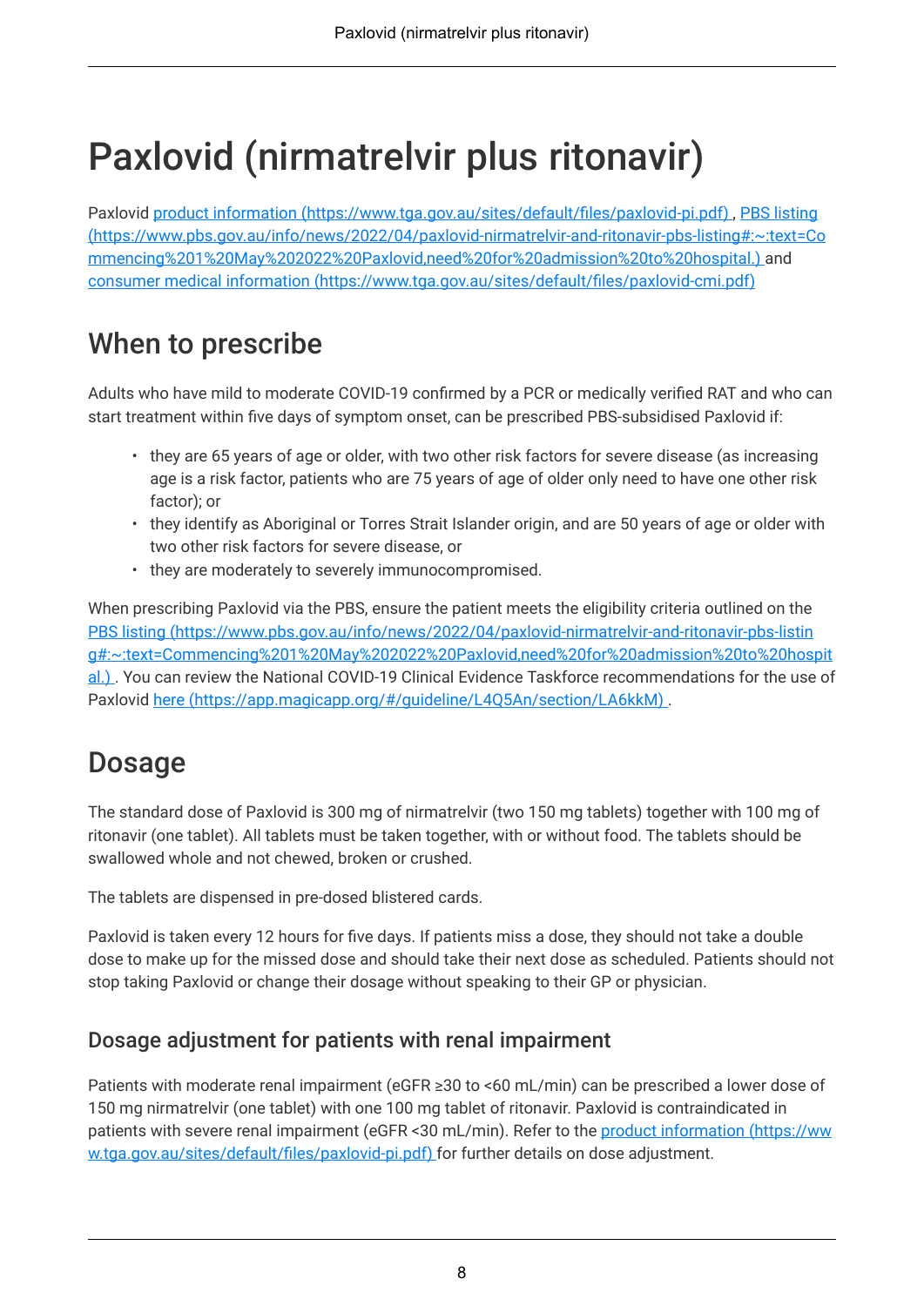# Paxlovid (nirmatrelvir plus ritonavir)

Paxlovid [product information (https://www.tga.gov.au/sites/default/files/paxlovid-pi.pdf)](https://www.tga.gov.au/sites/default/files/paxlovid-pi.pdf), [PBS listing (https://www.pbs.gov.au/info/news/2022/04/paxlovid-nirmatrelvir-and-ritonavir-pbs-listing#:~:text=Commencing%201%20May%202022%20Paxlovid,need%20for%20admission%20to%20hospital.)](https://www.pbs.gov.au/info/news/2022/04/paxlovid-nirmatrelvir-and-ritonavir-pbs-listing#:~:text=Commencing%201%20May%202022%20Paxlovid,need%20for%20admission%20to%20hospital.) and [consumer medical information (https://www.tga.gov.au/sites/default/files/paxlovid-cmi.pdf)](https://www.tga.gov.au/sites/default/files/paxlovid-cmi.pdf)

## When to prescribe

Adults who have mild to moderate COVID-19 confirmed by a PCR or medically verified RAT and who can start treatment within five days of symptom onset, can be prescribed PBS-subsidised Paxlovid if:

- they are 65 years of age or older, with two other risk factors for severe disease (as increasing age is a risk factor, patients who are 75 years of age of older only need to have one other risk factor); or
- they identify as Aboriginal or Torres Strait Islander origin, and are 50 years of age or older with two other risk factors for severe disease, or
- they are moderately to severely immunocompromised.

When prescribing Paxlovid via the PBS, ensure the patient meets the eligibility criteria outlined on the [PBS listing (https://www.pbs.gov.au/info/news/2022/04/paxlovid-nirmatrelvir-and-ritonavir-pbs-listing#:~:text=Commencing%201%20May%202022%20Paxlovid,need%20for%20admission%20to%20hospital.)](https://www.pbs.gov.au/info/news/2022/04/paxlovid-nirmatrelvir-and-ritonavir-pbs-listing#:~:text=Commencing%201%20May%202022%20Paxlovid,need%20for%20admission%20to%20hospital.). You can review the National COVID-19 Clinical Evidence Taskforce recommendations for the use of Paxlovid [here (https://app.magicapp.org/#/guideline/L4Q5An/section/LA6kkM)](https://app.magicapp.org/#/guideline/L4Q5An/section/LA6kkM).

## Dosage

The standard dose of Paxlovid is 300 mg of nirmatrelvir (two 150 mg tablets) together with 100 mg of ritonavir (one tablet). All tablets must be taken together, with or without food. The tablets should be swallowed whole and not chewed, broken or crushed.

The tablets are dispensed in pre-dosed blistered cards.

Paxlovid is taken every 12 hours for five days. If patients miss a dose, they should not take a double dose to make up for the missed dose and should take their next dose as scheduled. Patients should not stop taking Paxlovid or change their dosage without speaking to their GP or physician.

### Dosage adjustment for patients with renal impairment

Patients with moderate renal impairment (eGFR ≥30 to <60 mL/min) can be prescribed a lower dose of 150 mg nirmatrelvir (one tablet) with one 100 mg tablet of ritonavir. Paxlovid is contraindicated in patients with severe renal impairment (eGFR <30 mL/min). Refer to the [product information (https://www.tga.gov.au/sites/default/files/paxlovid-pi.pdf)](https://www.tga.gov.au/sites/default/files/paxlovid-pi.pdf) for further details on dose adjustment.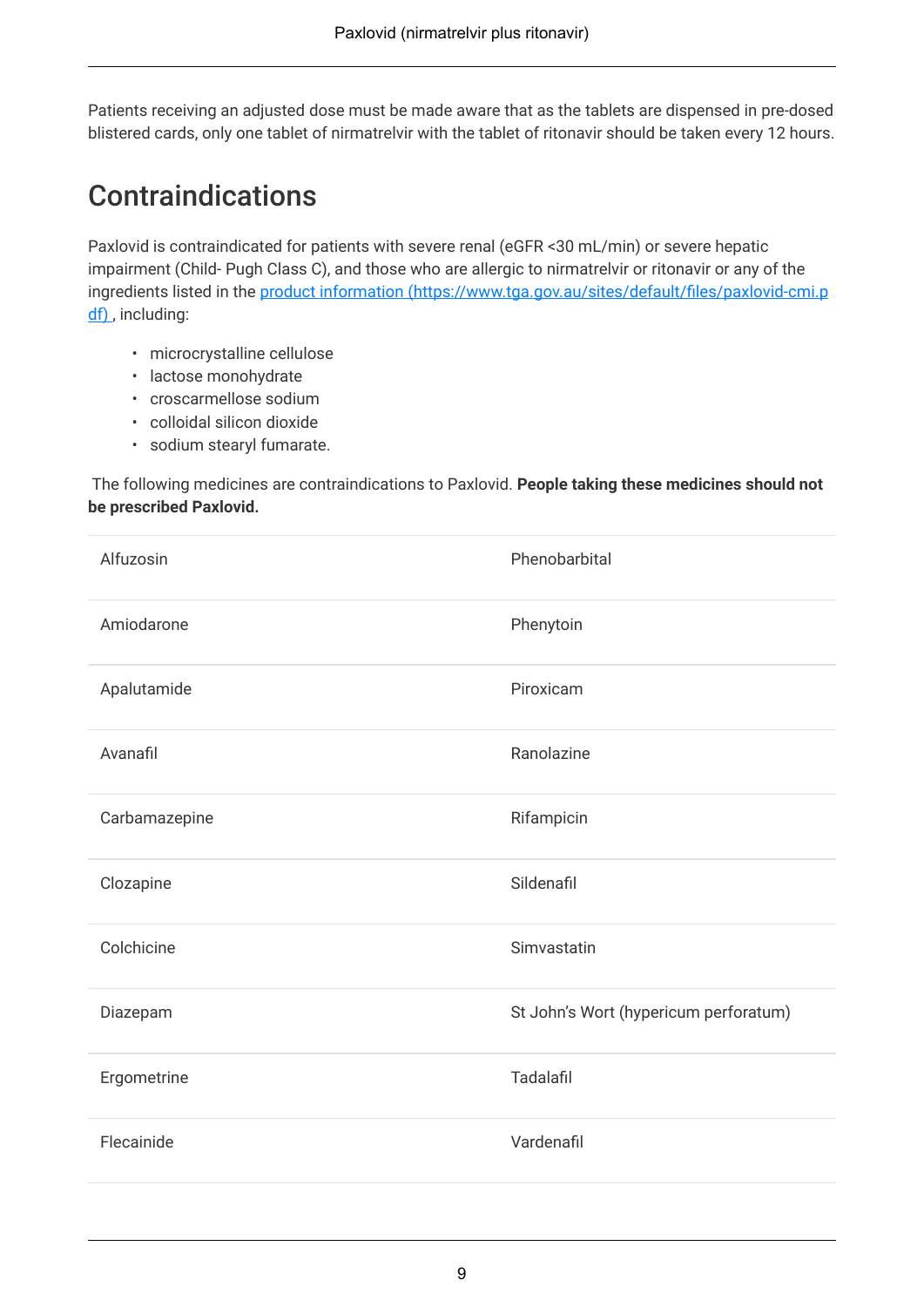Patients receiving an adjusted dose must be made aware that as the tablets are dispensed in pre-dosed blistered cards, only one tablet of nirmatrelvir with the tablet of ritonavir should be taken every 12 hours.

## Contraindications

Paxlovid is contraindicated for patients with severe renal (eGFR <30 mL/min) or severe hepatic impairment (Child- Pugh Class C), and those who are allergic to nirmatrelvir or ritonavir or any of the ingredients listed in the [product information (https://www.tga.gov.au/sites/default/files/paxlovid-cmi.pdf)](https://www.tga.gov.au/sites/default/files/paxlovid-cmi.pdf) , including:

- microcrystalline cellulose
- lactose monohydrate
- croscarmellose sodium
- colloidal silicon dioxide
- sodium stearyl fumarate.

The following medicines are contraindications to Paxlovid. **People taking these medicines should not be prescribed Paxlovid.**

| | |
|---|---|
| Alfuzosin | Phenobarbital |
| Amiodarone | Phenytoin |
| Apalutamide | Piroxicam |
| Avanafil | Ranolazine |
| Carbamazepine | Rifampicin |
| Clozapine | Sildenafil |
| Colchicine | Simvastatin |
| Diazepam | St John's Wort (hypericum perforatum) |
| Ergometrine | Tadalafil |
| Flecainide | Vardenafil |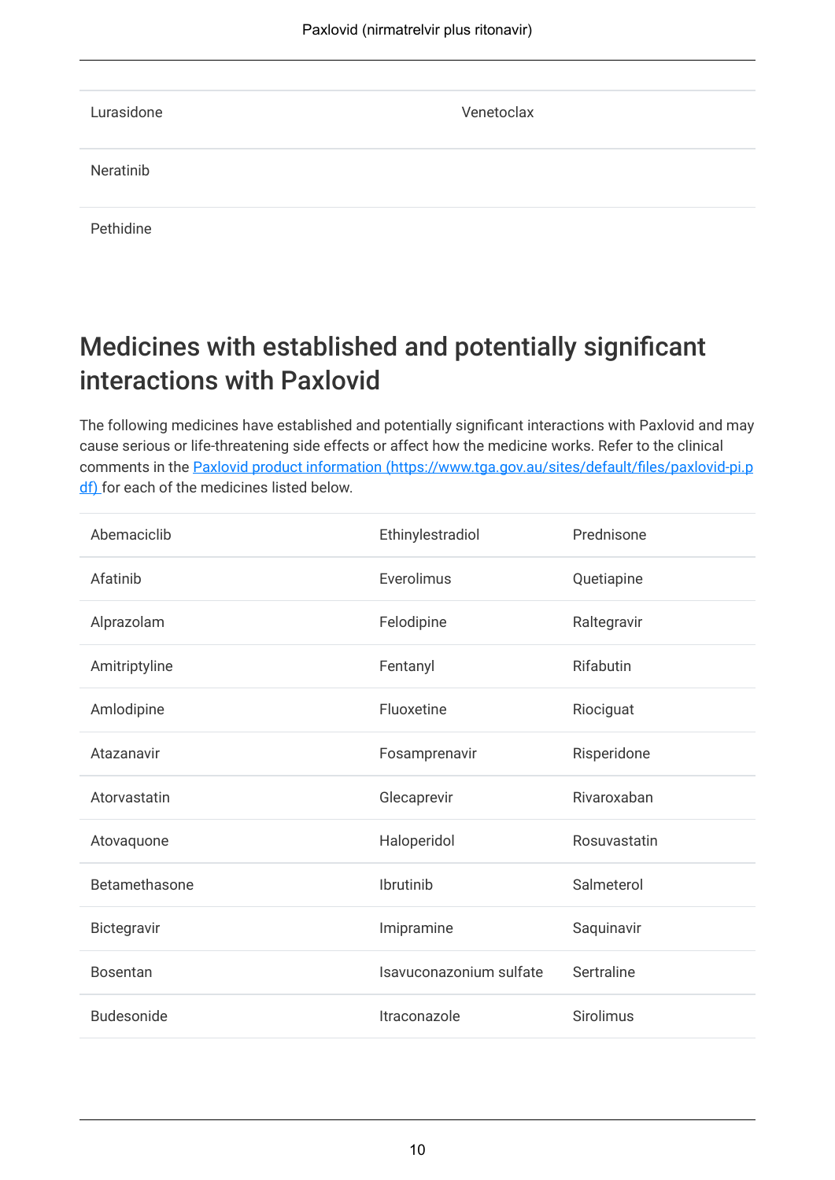| | |
|---|---|
| Lurasidone | Venetoclax |
| Neratinib | |
| Pethidine | |

## Medicines with established and potentially significant interactions with Paxlovid

The following medicines have established and potentially significant interactions with Paxlovid and may cause serious or life-threatening side effects or affect how the medicine works. Refer to the clinical comments in the [Paxlovid product information (https://www.tga.gov.au/sites/default/files/paxlovid-pi.pdf)](https://www.tga.gov.au/sites/default/files/paxlovid-pi.pdf) for each of the medicines listed below.

| | | |
|---|---|---|
| Abemaciclib | Ethinylestradiol | Prednisone |
| Afatinib | Everolimus | Quetiapine |
| Alprazolam | Felodipine | Raltegravir |
| Amitriptyline | Fentanyl | Rifabutin |
| Amlodipine | Fluoxetine | Riociguat |
| Atazanavir | Fosamprenavir | Risperidone |
| Atorvastatin | Glecaprevir | Rivaroxaban |
| Atovaquone | Haloperidol | Rosuvastatin |
| Betamethasone | Ibrutinib | Salmeterol |
| Bictegravir | Imipramine | Saquinavir |
| Bosentan | Isavuconazonium sulfate | Sertraline |
| Budesonide | Itraconazole | Sirolimus |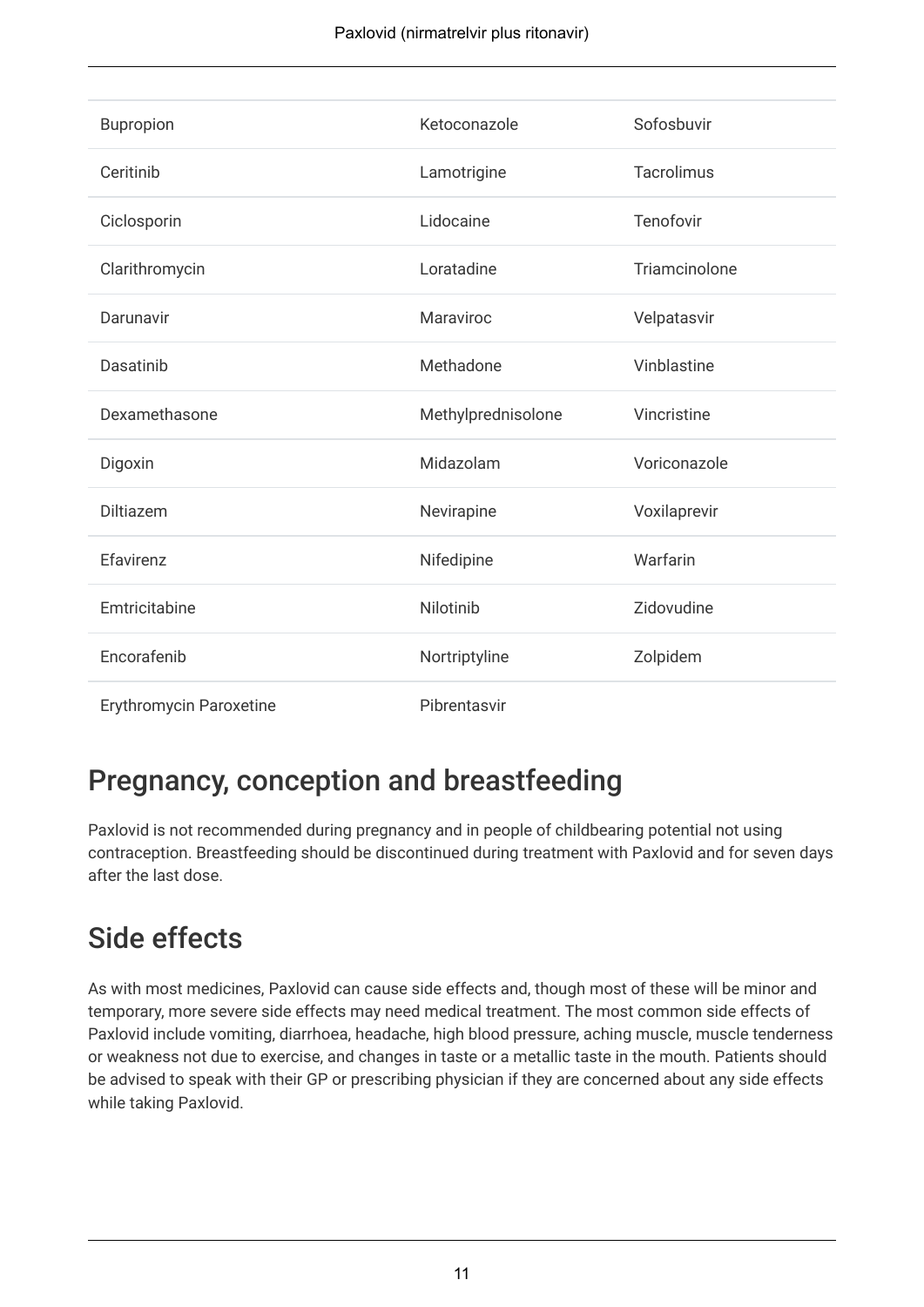| | | |
|---|---|---|
| Bupropion | Ketoconazole | Sofosbuvir |
| Ceritinib | Lamotrigine | Tacrolimus |
| Ciclosporin | Lidocaine | Tenofovir |
| Clarithromycin | Loratadine | Triamcinolone |
| Darunavir | Maraviroc | Velpatasvir |
| Dasatinib | Methadone | Vinblastine |
| Dexamethasone | Methylprednisolone | Vincristine |
| Digoxin | Midazolam | Voriconazole |
| Diltiazem | Nevirapine | Voxilaprevir |
| Efavirenz | Nifedipine | Warfarin |
| Emtricitabine | Nilotinib | Zidovudine |
| Encorafenib | Nortriptyline | Zolpidem |
| Erythromycin Paroxetine | Pibrentasvir | |

## Pregnancy, conception and breastfeeding

Paxlovid is not recommended during pregnancy and in people of childbearing potential not using contraception. Breastfeeding should be discontinued during treatment with Paxlovid and for seven days after the last dose.

## Side effects

As with most medicines, Paxlovid can cause side effects and, though most of these will be minor and temporary, more severe side effects may need medical treatment. The most common side effects of Paxlovid include vomiting, diarrhoea, headache, high blood pressure, aching muscle, muscle tenderness or weakness not due to exercise, and changes in taste or a metallic taste in the mouth. Patients should be advised to speak with their GP or prescribing physician if they are concerned about any side effects while taking Paxlovid.